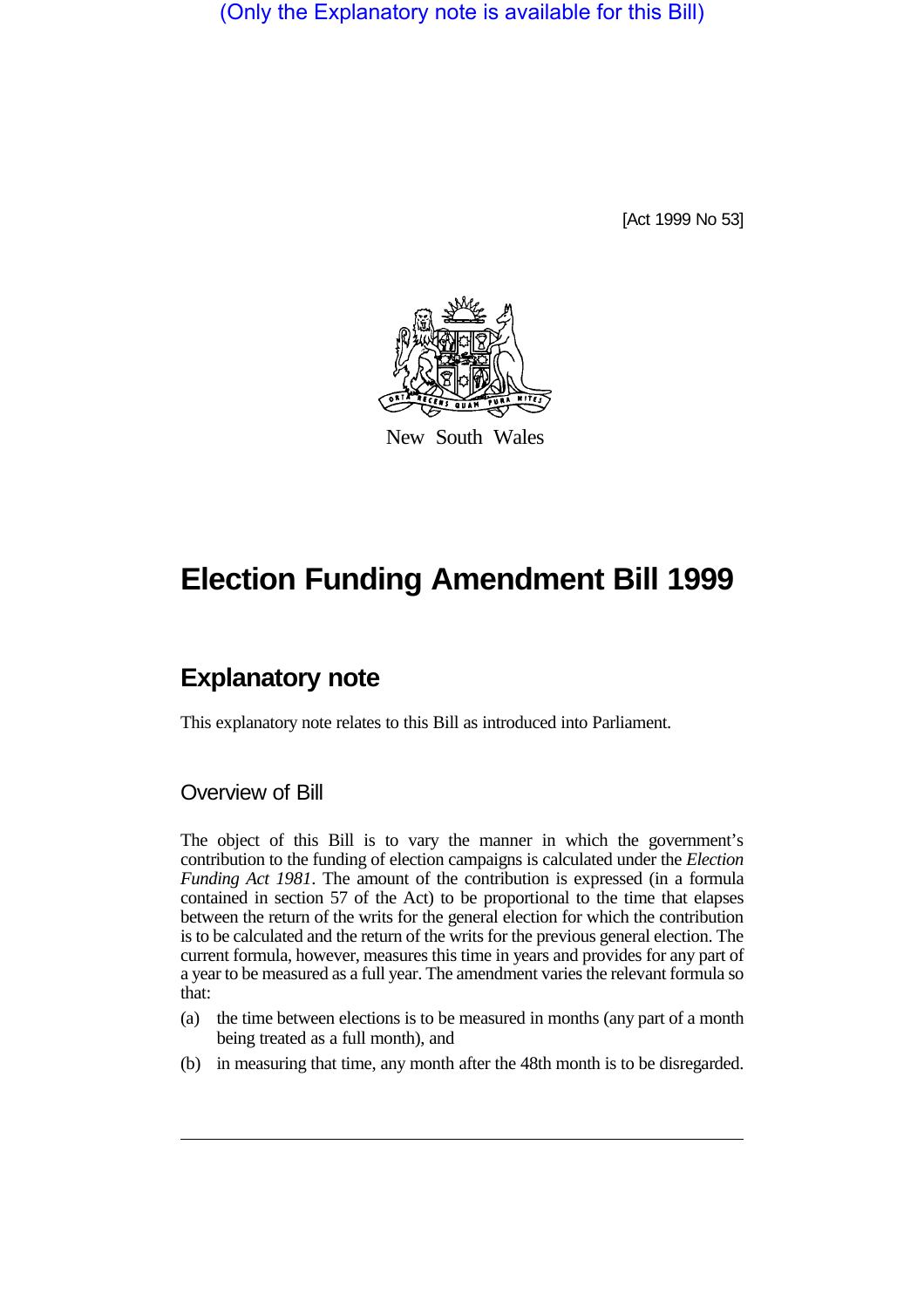(Only the Explanatory note is available for this Bill)

[Act 1999 No 53]

New South Wales

# Election Funding Amendment Bill 1999

## Explanatory note

This explanatory note relates to this Bill as introduced into Parliament.

### Overview of Bill

The object of this Bill is to vary the manner in which the government's contribution to the funding of election campaigns is calculated under the *Election Funding Act 1981*. The amount of the contribution is expressed (in a formula contained in section 57 of the Act) to be proportional to the time that elapses between the return of the writs for the general election for which the contribution is to be calculated and the return of the writs for the previous general election. The current formula, however, measures this time in years and provides for any part of a year to be measured as a full year. The amendment varies the relevant formula so that:

(a) the time between elections is to be measured in months (any part of a month being treated as a full month), and

(b) in measuring that time, any month after the 48th month is to be disregarded.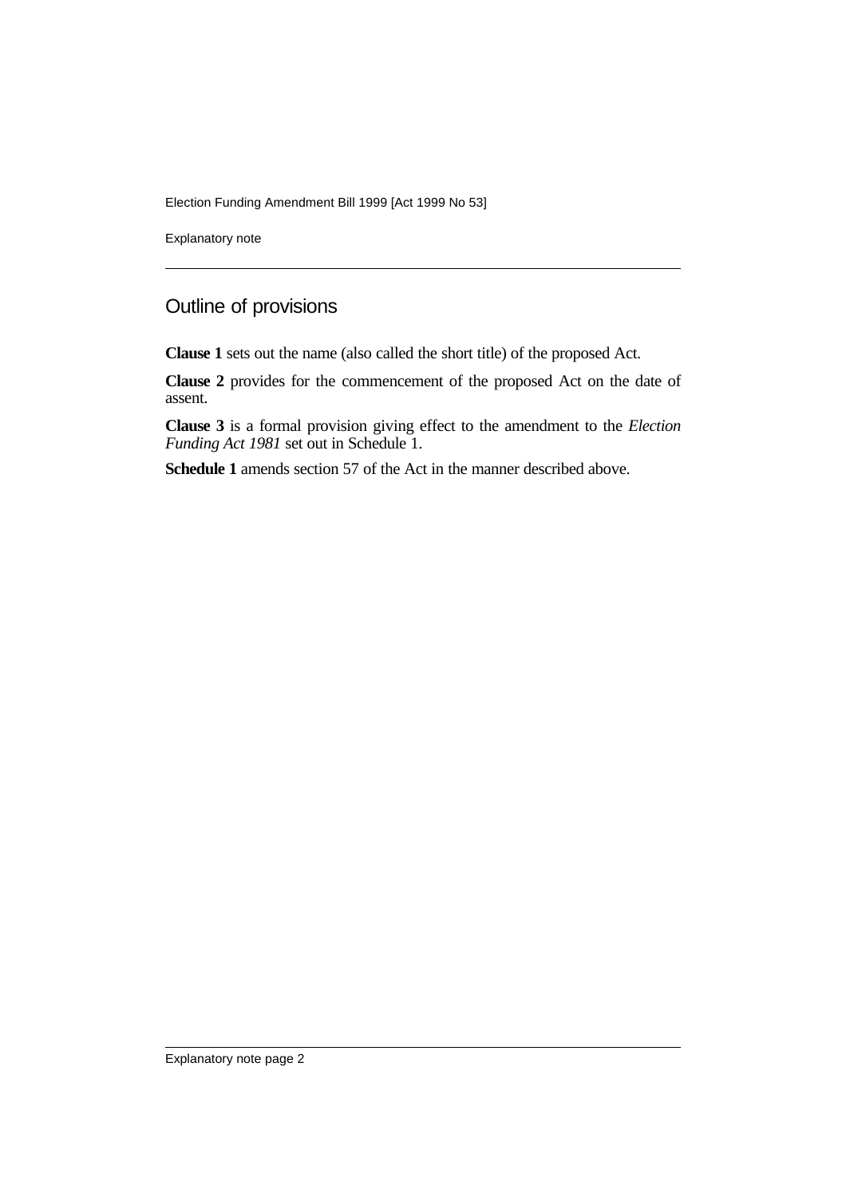## Outline of provisions

**Clause 1** sets out the name (also called the short title) of the proposed Act.

**Clause 2** provides for the commencement of the proposed Act on the date of assent.

**Clause 3** is a formal provision giving effect to the amendment to the *Election Funding Act 1981* set out in Schedule 1.

**Schedule 1** amends section 57 of the Act in the manner described above.